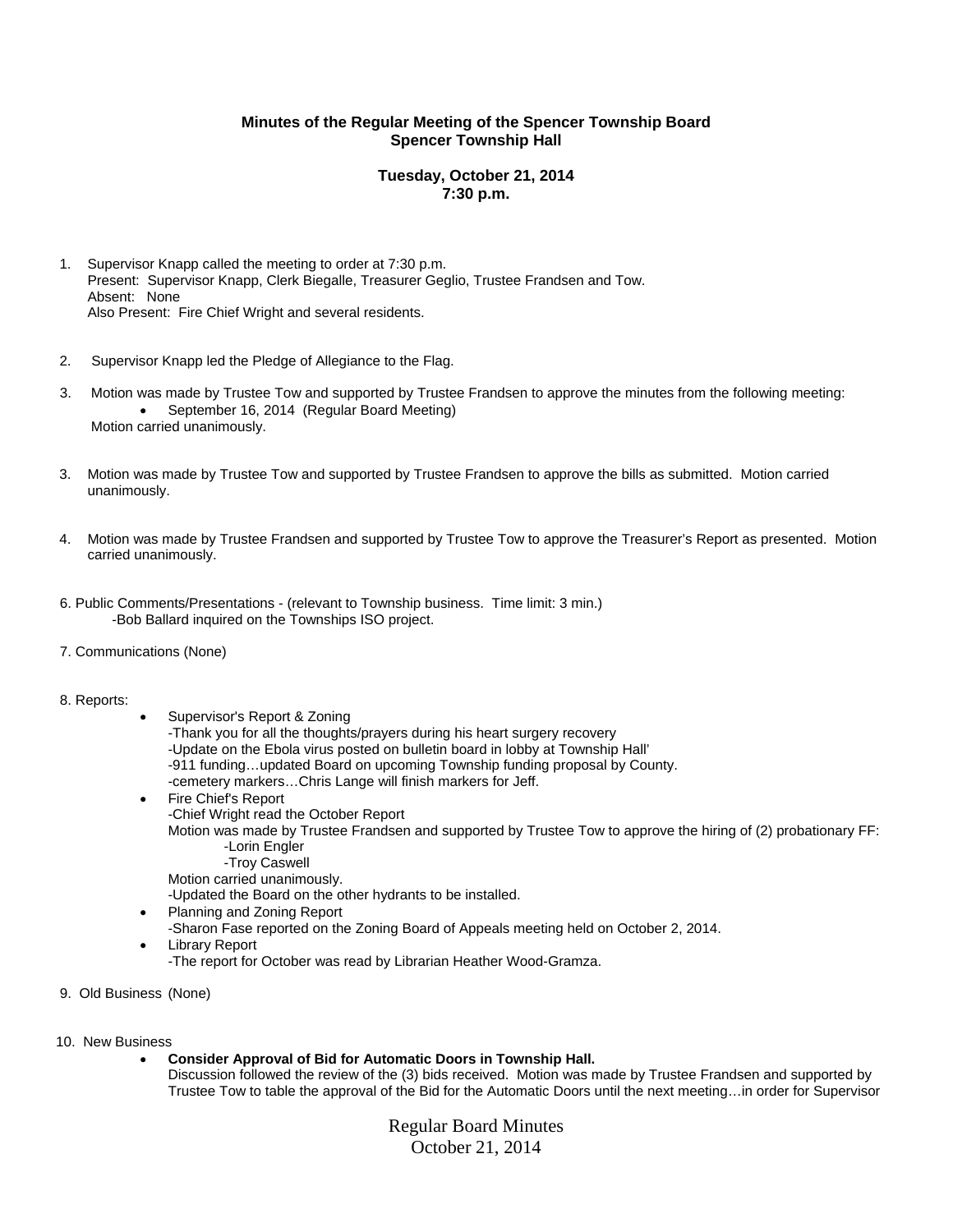**Minutes of the Regular Meeting of the Spencer Township Board**
**Spencer Township Hall**

**Tuesday, October 21, 2014**
**7:30 p.m.**

1. Supervisor Knapp called the meeting to order at 7:30 p.m.
   Present: Supervisor Knapp, Clerk Biegalle, Treasurer Geglio, Trustee Frandsen and Tow.
   Absent: None
   Also Present: Fire Chief Wright and several residents.

2. Supervisor Knapp led the Pledge of Allegiance to the Flag.

3. Motion was made by Trustee Tow and supported by Trustee Frandsen to approve the minutes from the following meeting:
   - September 16, 2014 (Regular Board Meeting)

   Motion carried unanimously.

3. Motion was made by Trustee Tow and supported by Trustee Frandsen to approve the bills as submitted. Motion carried unanimously.

4. Motion was made by Trustee Frandsen and supported by Trustee Tow to approve the Treasurer's Report as presented. Motion carried unanimously.

6. Public Comments/Presentations - (relevant to Township business. Time limit: 3 min.)
   -Bob Ballard inquired on the Townships ISO project.

7. Communications (None)

8. Reports:
   - Supervisor's Report & Zoning
     -Thank you for all the thoughts/prayers during his heart surgery recovery
     -Update on the Ebola virus posted on bulletin board in lobby at Township Hall'
     -911 funding…updated Board on upcoming Township funding proposal by County.
     -cemetery markers…Chris Lange will finish markers for Jeff.
   - Fire Chief's Report
     -Chief Wright read the October Report
     Motion was made by Trustee Frandsen and supported by Trustee Tow to approve the hiring of (2) probationary FF:
       -Lorin Engler
       -Troy Caswell
     Motion carried unanimously.
     -Updated the Board on the other hydrants to be installed.
   - Planning and Zoning Report
     -Sharon Fase reported on the Zoning Board of Appeals meeting held on October 2, 2014.
   - Library Report
     -The report for October was read by Librarian Heather Wood-Gramza.

9. Old Business (None)

10. New Business
    - **Consider Approval of Bid for Automatic Doors in Township Hall.**
      Discussion followed the review of the (3) bids received. Motion was made by Trustee Frandsen and supported by Trustee Tow to table the approval of the Bid for the Automatic Doors until the next meeting…in order for Supervisor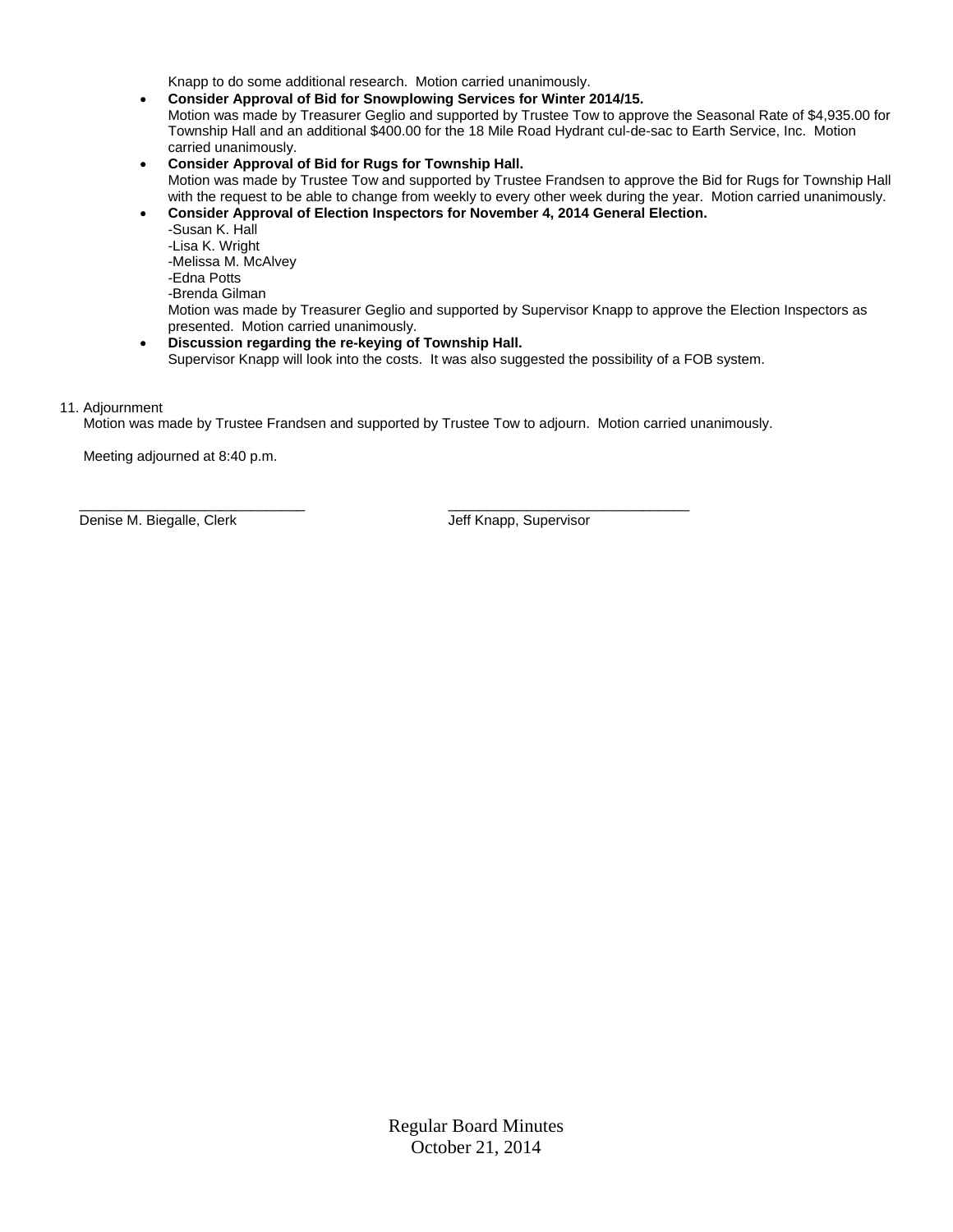Knapp to do some additional research. Motion carried unanimously.

- **Consider Approval of Bid for Snowplowing Services for Winter 2014/15.**
  Motion was made by Treasurer Geglio and supported by Trustee Tow to approve the Seasonal Rate of $4,935.00 for Township Hall and an additional $400.00 for the 18 Mile Road Hydrant cul-de-sac to Earth Service, Inc. Motion carried unanimously.
- **Consider Approval of Bid for Rugs for Township Hall.**
  Motion was made by Trustee Tow and supported by Trustee Frandsen to approve the Bid for Rugs for Township Hall with the request to be able to change from weekly to every other week during the year. Motion carried unanimously.
- **Consider Approval of Election Inspectors for November 4, 2014 General Election.**
  -Susan K. Hall
  -Lisa K. Wright
  -Melissa M. McAlvey
  -Edna Potts
  -Brenda Gilman
  Motion was made by Treasurer Geglio and supported by Supervisor Knapp to approve the Election Inspectors as presented. Motion carried unanimously.
- **Discussion regarding the re-keying of Township Hall.**
  Supervisor Knapp will look into the costs. It was also suggested the possibility of a FOB system.

11. Adjournment
    Motion was made by Trustee Frandsen and supported by Trustee Tow to adjourn. Motion carried unanimously.

    Meeting adjourned at 8:40 p.m.

______________________________
Denise M. Biegalle, Clerk

______________________________
Jeff Knapp, Supervisor